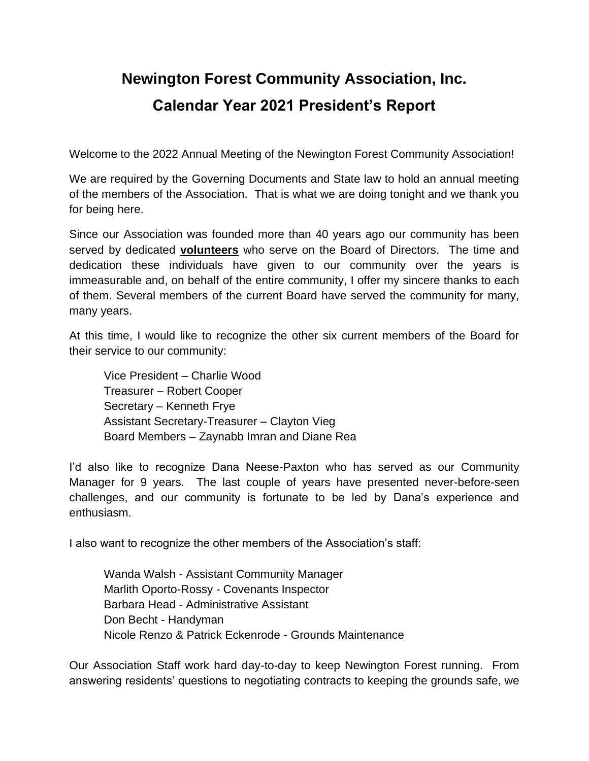# Newington Forest Community Association, Inc.
# Calendar Year 2021 President's Report

Welcome to the 2022 Annual Meeting of the Newington Forest Community Association!

We are required by the Governing Documents and State law to hold an annual meeting of the members of the Association. That is what we are doing tonight and we thank you for being here.

Since our Association was founded more than 40 years ago our community has been served by dedicated **volunteers** who serve on the Board of Directors. The time and dedication these individuals have given to our community over the years is immeasurable and, on behalf of the entire community, I offer my sincere thanks to each of them. Several members of the current Board have served the community for many, many years.

At this time, I would like to recognize the other six current members of the Board for their service to our community:

Vice President – Charlie Wood
Treasurer – Robert Cooper
Secretary – Kenneth Frye
Assistant Secretary-Treasurer – Clayton Vieg
Board Members – Zaynabb Imran and Diane Rea

I'd also like to recognize Dana Neese-Paxton who has served as our Community Manager for 9 years. The last couple of years have presented never-before-seen challenges, and our community is fortunate to be led by Dana's experience and enthusiasm.

I also want to recognize the other members of the Association's staff:

Wanda Walsh - Assistant Community Manager
Marlith Oporto-Rossy - Covenants Inspector
Barbara Head - Administrative Assistant
Don Becht - Handyman
Nicole Renzo & Patrick Eckenrode - Grounds Maintenance

Our Association Staff work hard day-to-day to keep Newington Forest running. From answering residents' questions to negotiating contracts to keeping the grounds safe, we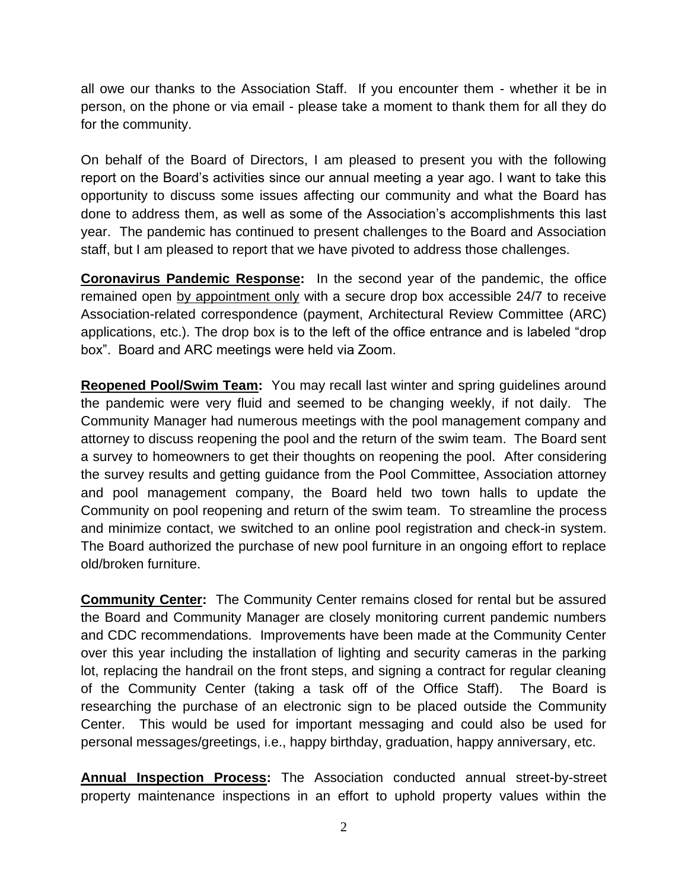all owe our thanks to the Association Staff. If you encounter them - whether it be in person, on the phone or via email - please take a moment to thank them for all they do for the community.

On behalf of the Board of Directors, I am pleased to present you with the following report on the Board's activities since our annual meeting a year ago. I want to take this opportunity to discuss some issues affecting our community and what the Board has done to address them, as well as some of the Association's accomplishments this last year. The pandemic has continued to present challenges to the Board and Association staff, but I am pleased to report that we have pivoted to address those challenges.

**Coronavirus Pandemic Response:** In the second year of the pandemic, the office remained open by appointment only with a secure drop box accessible 24/7 to receive Association-related correspondence (payment, Architectural Review Committee (ARC) applications, etc.). The drop box is to the left of the office entrance and is labeled "drop box". Board and ARC meetings were held via Zoom.

**Reopened Pool/Swim Team:** You may recall last winter and spring guidelines around the pandemic were very fluid and seemed to be changing weekly, if not daily. The Community Manager had numerous meetings with the pool management company and attorney to discuss reopening the pool and the return of the swim team. The Board sent a survey to homeowners to get their thoughts on reopening the pool. After considering the survey results and getting guidance from the Pool Committee, Association attorney and pool management company, the Board held two town halls to update the Community on pool reopening and return of the swim team. To streamline the process and minimize contact, we switched to an online pool registration and check-in system. The Board authorized the purchase of new pool furniture in an ongoing effort to replace old/broken furniture.

**Community Center:** The Community Center remains closed for rental but be assured the Board and Community Manager are closely monitoring current pandemic numbers and CDC recommendations. Improvements have been made at the Community Center over this year including the installation of lighting and security cameras in the parking lot, replacing the handrail on the front steps, and signing a contract for regular cleaning of the Community Center (taking a task off of the Office Staff). The Board is researching the purchase of an electronic sign to be placed outside the Community Center. This would be used for important messaging and could also be used for personal messages/greetings, i.e., happy birthday, graduation, happy anniversary, etc.

**Annual Inspection Process:** The Association conducted annual street-by-street property maintenance inspections in an effort to uphold property values within the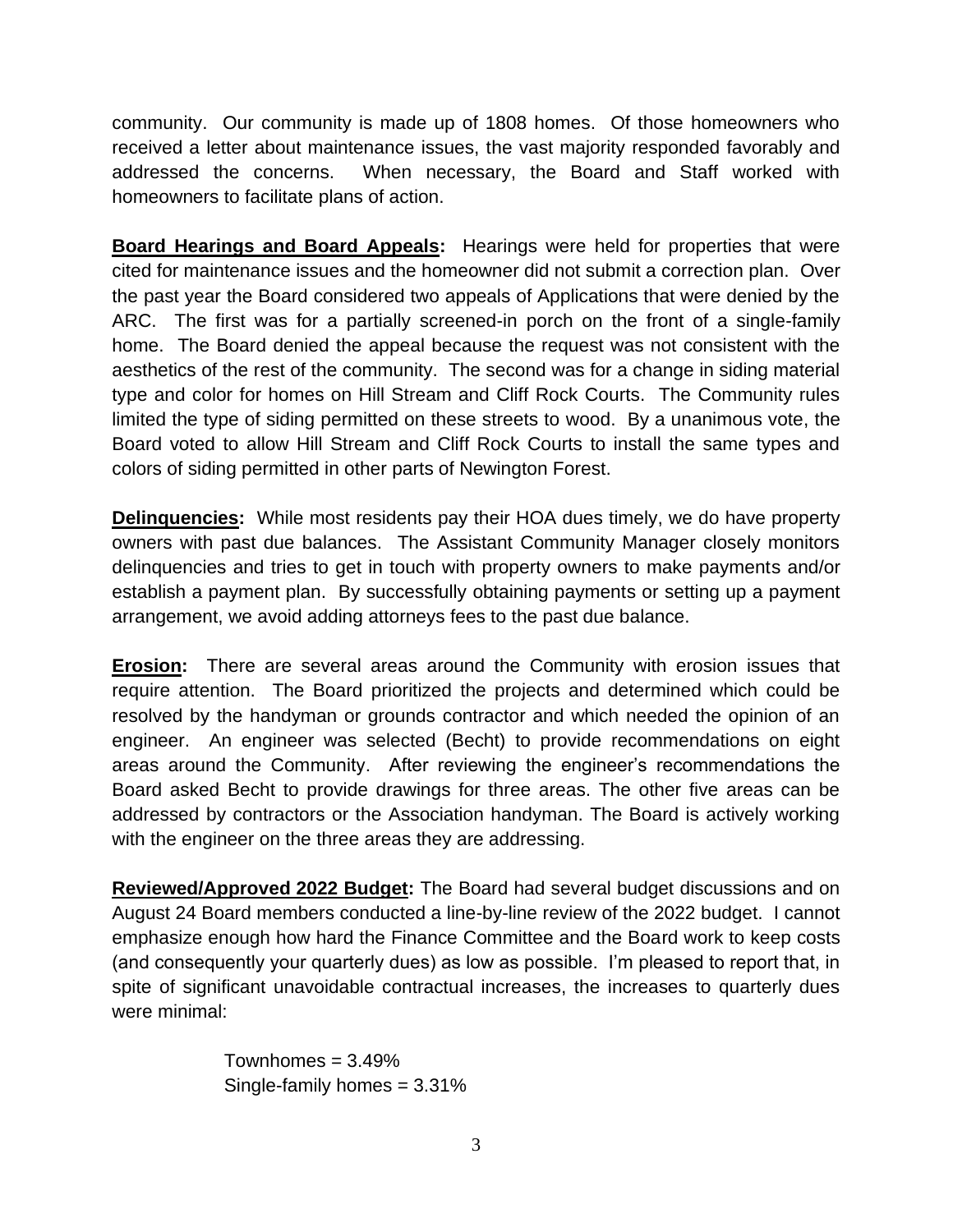community. Our community is made up of 1808 homes. Of those homeowners who received a letter about maintenance issues, the vast majority responded favorably and addressed the concerns. When necessary, the Board and Staff worked with homeowners to facilitate plans of action.

**Board Hearings and Board Appeals:** Hearings were held for properties that were cited for maintenance issues and the homeowner did not submit a correction plan. Over the past year the Board considered two appeals of Applications that were denied by the ARC. The first was for a partially screened-in porch on the front of a single-family home. The Board denied the appeal because the request was not consistent with the aesthetics of the rest of the community. The second was for a change in siding material type and color for homes on Hill Stream and Cliff Rock Courts. The Community rules limited the type of siding permitted on these streets to wood. By a unanimous vote, the Board voted to allow Hill Stream and Cliff Rock Courts to install the same types and colors of siding permitted in other parts of Newington Forest.

**Delinquencies:** While most residents pay their HOA dues timely, we do have property owners with past due balances. The Assistant Community Manager closely monitors delinquencies and tries to get in touch with property owners to make payments and/or establish a payment plan. By successfully obtaining payments or setting up a payment arrangement, we avoid adding attorneys fees to the past due balance.

**Erosion:** There are several areas around the Community with erosion issues that require attention. The Board prioritized the projects and determined which could be resolved by the handyman or grounds contractor and which needed the opinion of an engineer. An engineer was selected (Becht) to provide recommendations on eight areas around the Community. After reviewing the engineer's recommendations the Board asked Becht to provide drawings for three areas. The other five areas can be addressed by contractors or the Association handyman. The Board is actively working with the engineer on the three areas they are addressing.

**Reviewed/Approved 2022 Budget:** The Board had several budget discussions and on August 24 Board members conducted a line-by-line review of the 2022 budget. I cannot emphasize enough how hard the Finance Committee and the Board work to keep costs (and consequently your quarterly dues) as low as possible. I'm pleased to report that, in spite of significant unavoidable contractual increases, the increases to quarterly dues were minimal:

Townhomes = 3.49%
Single-family homes = 3.31%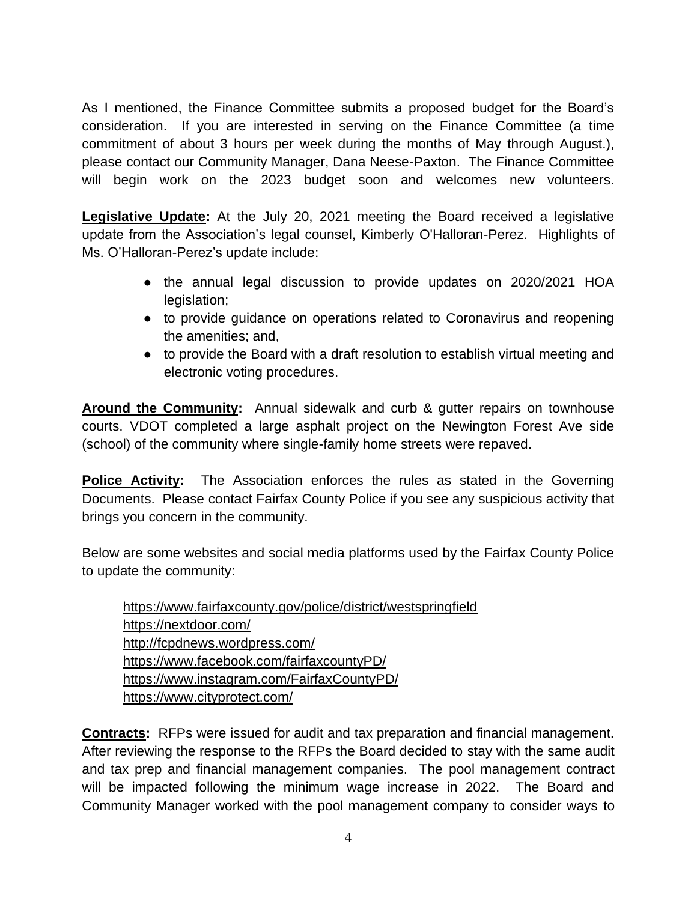As I mentioned, the Finance Committee submits a proposed budget for the Board's consideration. If you are interested in serving on the Finance Committee (a time commitment of about 3 hours per week during the months of May through August.), please contact our Community Manager, Dana Neese-Paxton. The Finance Committee will begin work on the 2023 budget soon and welcomes new volunteers.

**Legislative Update:** At the July 20, 2021 meeting the Board received a legislative update from the Association's legal counsel, Kimberly O'Halloran-Perez. Highlights of Ms. O'Halloran-Perez's update include:

- the annual legal discussion to provide updates on 2020/2021 HOA legislation;
- to provide guidance on operations related to Coronavirus and reopening the amenities; and,
- to provide the Board with a draft resolution to establish virtual meeting and electronic voting procedures.

**Around the Community:** Annual sidewalk and curb & gutter repairs on townhouse courts. VDOT completed a large asphalt project on the Newington Forest Ave side (school) of the community where single-family home streets were repaved.

**Police Activity:** The Association enforces the rules as stated in the Governing Documents. Please contact Fairfax County Police if you see any suspicious activity that brings you concern in the community.

Below are some websites and social media platforms used by the Fairfax County Police to update the community:

https://www.fairfaxcounty.gov/police/district/westspringfield
https://nextdoor.com/
http://fcpdnews.wordpress.com/
https://www.facebook.com/fairfaxcountyPD/
https://www.instagram.com/FairfaxCountyPD/
https://www.cityprotect.com/

**Contracts:** RFPs were issued for audit and tax preparation and financial management. After reviewing the response to the RFPs the Board decided to stay with the same audit and tax prep and financial management companies. The pool management contract will be impacted following the minimum wage increase in 2022. The Board and Community Manager worked with the pool management company to consider ways to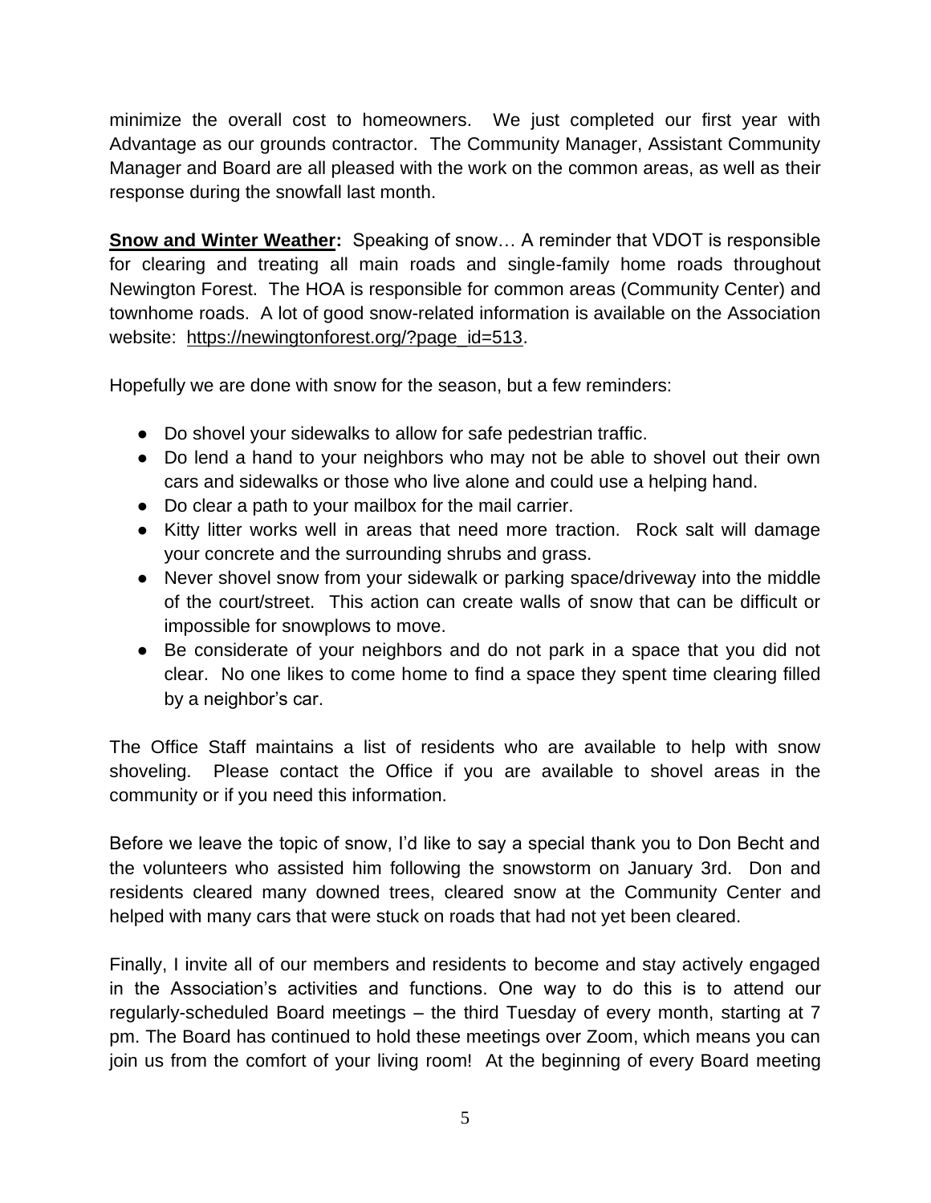minimize the overall cost to homeowners. We just completed our first year with Advantage as our grounds contractor. The Community Manager, Assistant Community Manager and Board are all pleased with the work on the common areas, as well as their response during the snowfall last month.

**Snow and Winter Weather:** Speaking of snow… A reminder that VDOT is responsible for clearing and treating all main roads and single-family home roads throughout Newington Forest. The HOA is responsible for common areas (Community Center) and townhome roads. A lot of good snow-related information is available on the Association website: https://newingtonforest.org/?page_id=513.

Hopefully we are done with snow for the season, but a few reminders:

- Do shovel your sidewalks to allow for safe pedestrian traffic.
- Do lend a hand to your neighbors who may not be able to shovel out their own cars and sidewalks or those who live alone and could use a helping hand.
- Do clear a path to your mailbox for the mail carrier.
- Kitty litter works well in areas that need more traction. Rock salt will damage your concrete and the surrounding shrubs and grass.
- Never shovel snow from your sidewalk or parking space/driveway into the middle of the court/street. This action can create walls of snow that can be difficult or impossible for snowplows to move.
- Be considerate of your neighbors and do not park in a space that you did not clear. No one likes to come home to find a space they spent time clearing filled by a neighbor's car.

The Office Staff maintains a list of residents who are available to help with snow shoveling. Please contact the Office if you are available to shovel areas in the community or if you need this information.

Before we leave the topic of snow, I'd like to say a special thank you to Don Becht and the volunteers who assisted him following the snowstorm on January 3rd. Don and residents cleared many downed trees, cleared snow at the Community Center and helped with many cars that were stuck on roads that had not yet been cleared.

Finally, I invite all of our members and residents to become and stay actively engaged in the Association's activities and functions. One way to do this is to attend our regularly-scheduled Board meetings – the third Tuesday of every month, starting at 7 pm. The Board has continued to hold these meetings over Zoom, which means you can join us from the comfort of your living room! At the beginning of every Board meeting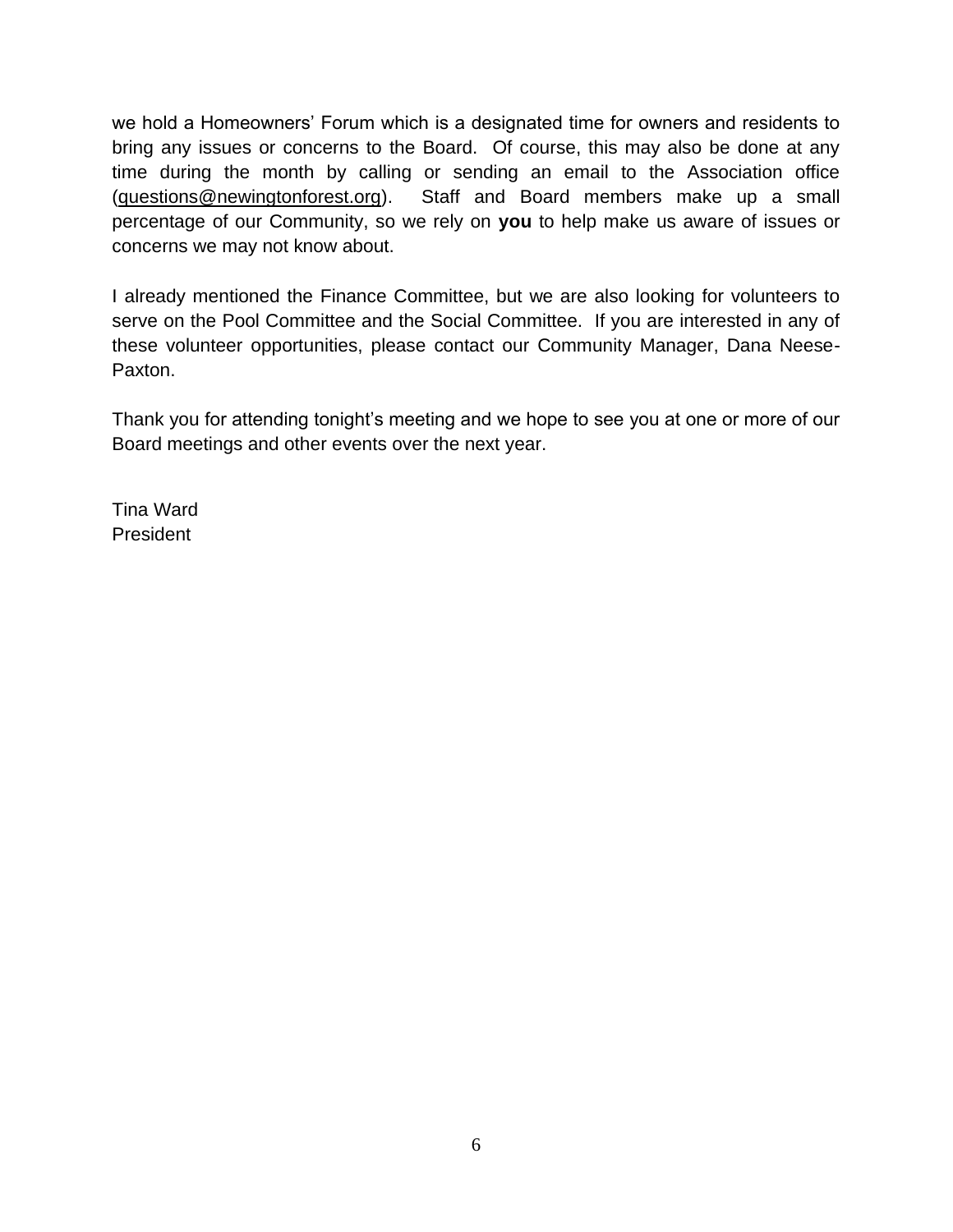we hold a Homeowners' Forum which is a designated time for owners and residents to bring any issues or concerns to the Board. Of course, this may also be done at any time during the month by calling or sending an email to the Association office (questions@newingtonforest.org). Staff and Board members make up a small percentage of our Community, so we rely on **you** to help make us aware of issues or concerns we may not know about.

I already mentioned the Finance Committee, but we are also looking for volunteers to serve on the Pool Committee and the Social Committee. If you are interested in any of these volunteer opportunities, please contact our Community Manager, Dana Neese-Paxton.

Thank you for attending tonight's meeting and we hope to see you at one or more of our Board meetings and other events over the next year.

Tina Ward
President